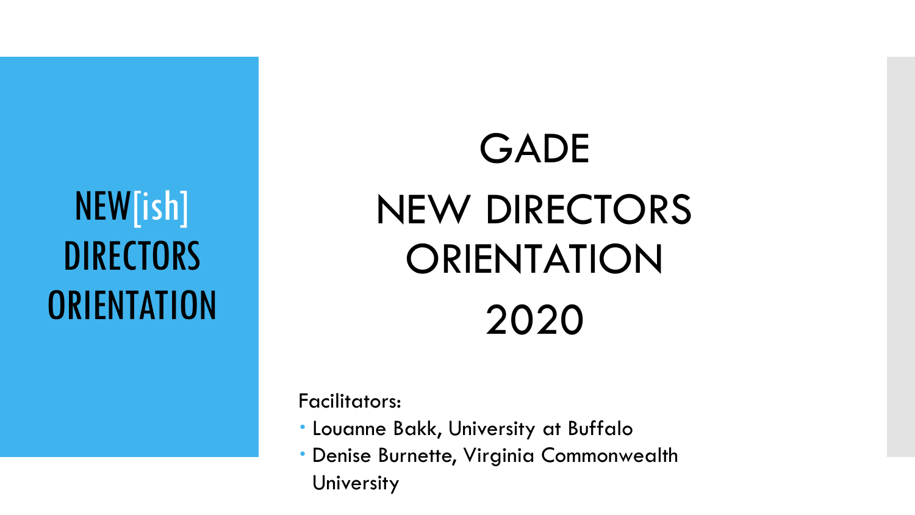NEW[ish] DIRECTORS ORIENTATION

# GADE NEW DIRECTORS ORIENTATION 2020

Facilitators:

- Louanne Bakk, University at Buffalo
- Denise Burnette, Virginia Commonwealth University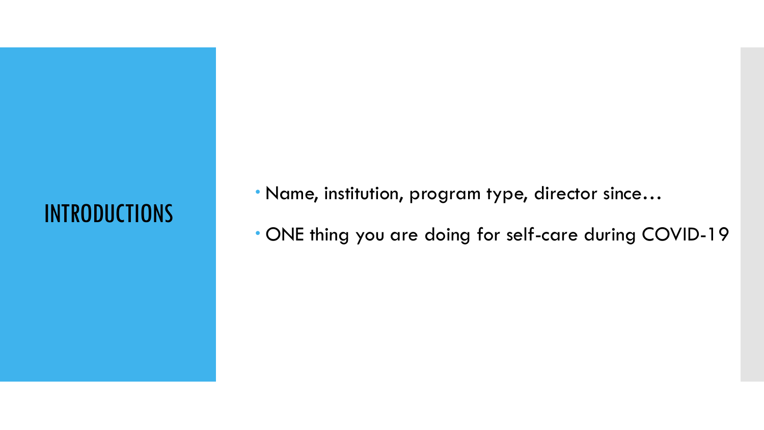# INTRODUCTIONS

- Name, institution, program type, director since…
- ONE thing you are doing for self-care during COVID-19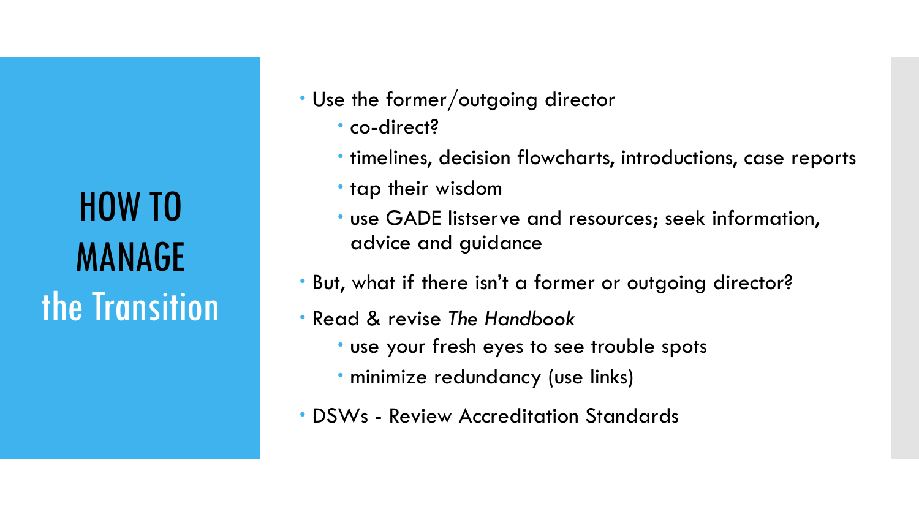# HOW TO MANAGE the Transition

- Use the former/outgoing director
  - co-direct?
  - timelines, decision flowcharts, introductions, case reports
  - tap their wisdom
  - use GADE listserve and resources; seek information, advice and guidance
- But, what if there isn't a former or outgoing director?
- Read & revise *The Handbook*
  - use your fresh eyes to see trouble spots
  - minimize redundancy (use links)
- DSWs - Review Accreditation Standards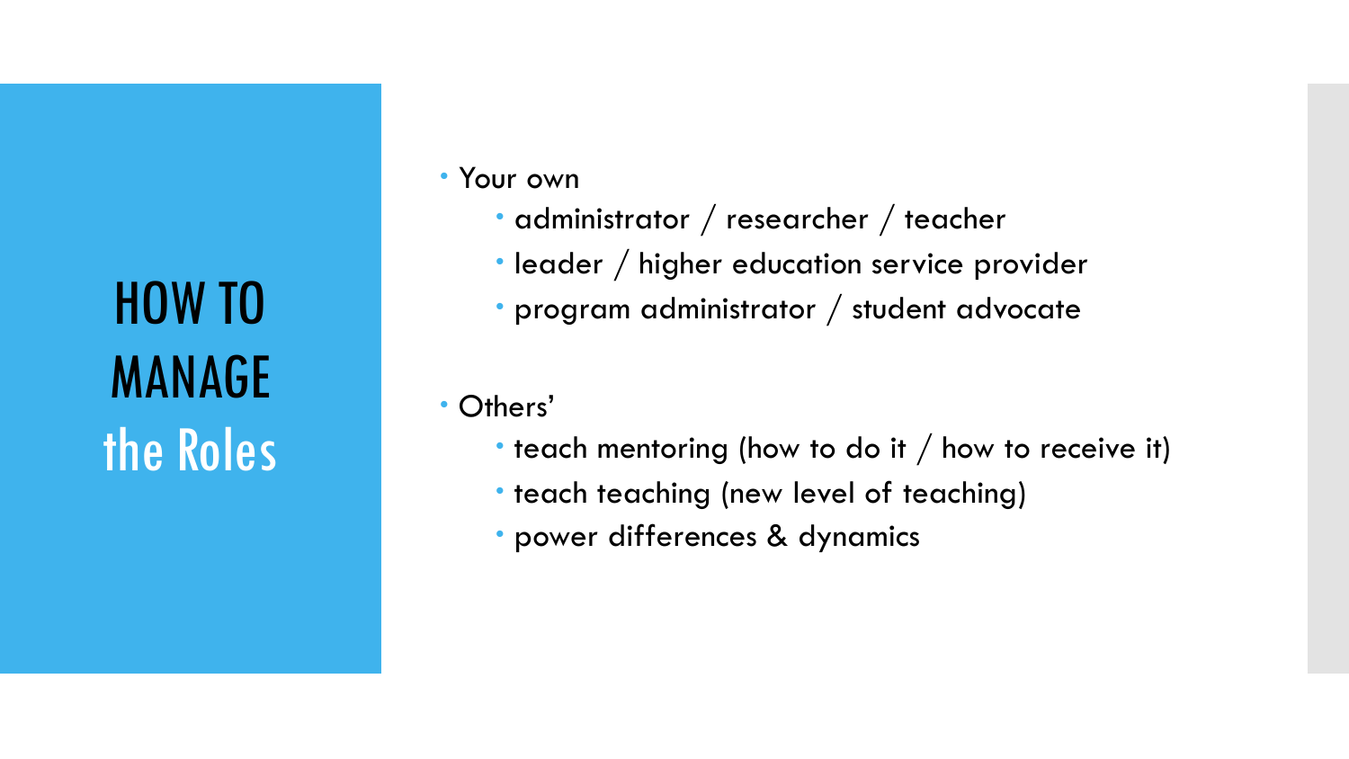# HOW TO MANAGE the Roles

- Your own
  - administrator / researcher / teacher
  - leader / higher education service provider
  - program administrator / student advocate
- Others'
  - teach mentoring (how to do it / how to receive it)
  - teach teaching (new level of teaching)
  - power differences & dynamics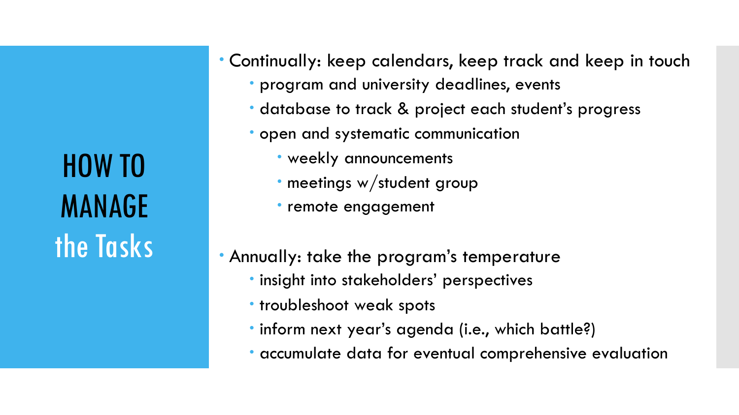# HOW TO MANAGE the Tasks

- Continually: keep calendars, keep track and keep in touch
  - program and university deadlines, events
  - database to track & project each student's progress
  - open and systematic communication
    - weekly announcements
    - meetings w/student group
    - remote engagement

- Annually: take the program's temperature
  - insight into stakeholders' perspectives
  - troubleshoot weak spots
  - inform next year's agenda (i.e., which battle?)
  - accumulate data for eventual comprehensive evaluation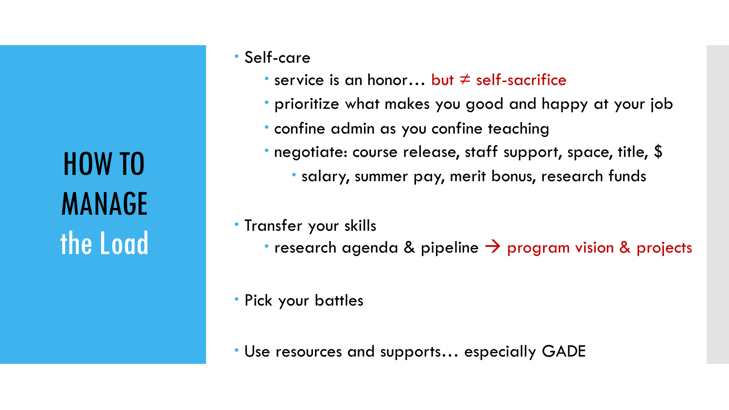# HOW TO MANAGE the Load

- Self-care
  - service is an honor… but ≠ self-sacrifice
  - prioritize what makes you good and happy at your job
  - confine admin as you confine teaching
  - negotiate: course release, staff support, space, title, $
    - salary, summer pay, merit bonus, research funds
- Transfer your skills
  - research agenda & pipeline → program vision & projects
- Pick your battles
- Use resources and supports… especially GADE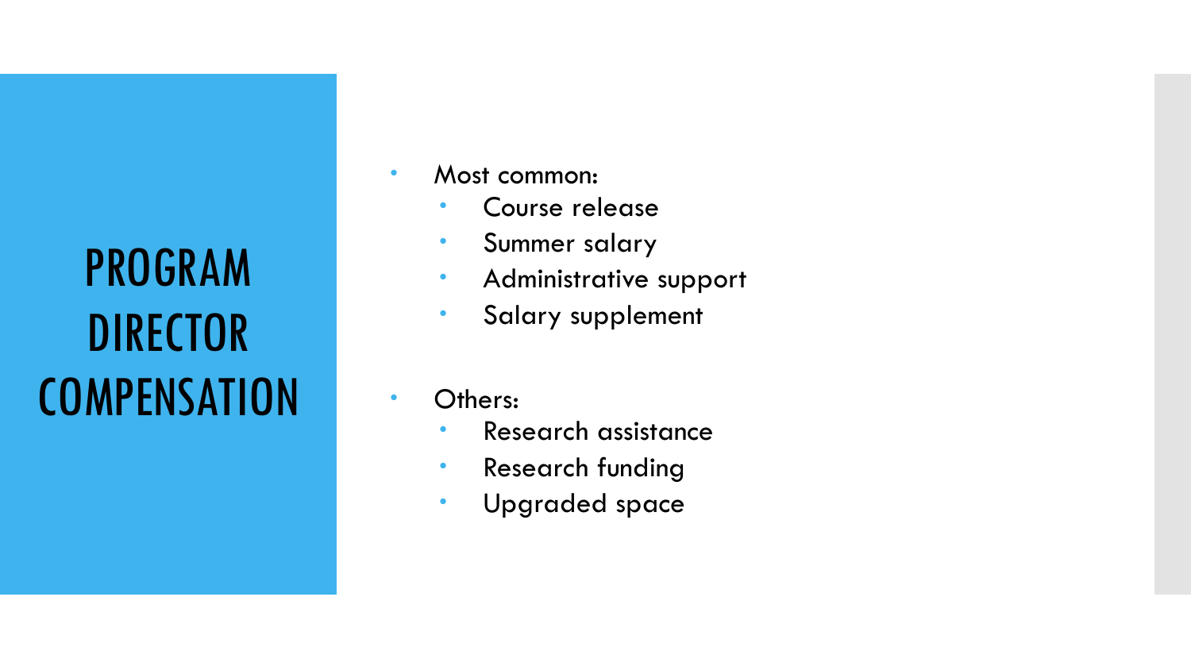# PROGRAM DIRECTOR COMPENSATION

- Most common:
  - Course release
  - Summer salary
  - Administrative support
  - Salary supplement

- Others:
  - Research assistance
  - Research funding
  - Upgraded space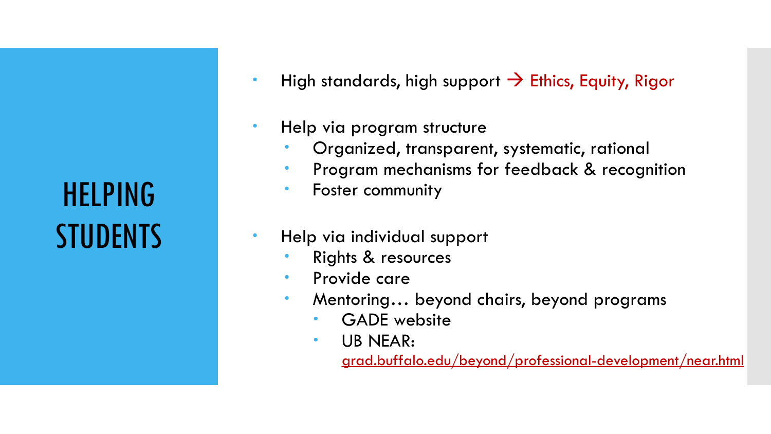# HELPING STUDENTS

- High standards, high support → Ethics, Equity, Rigor
- Help via program structure
  - Organized, transparent, systematic, rational
  - Program mechanisms for feedback & recognition
  - Foster community
- Help via individual support
  - Rights & resources
  - Provide care
  - Mentoring… beyond chairs, beyond programs
    - GADE website
    - UB NEAR: grad.buffalo.edu/beyond/professional-development/near.html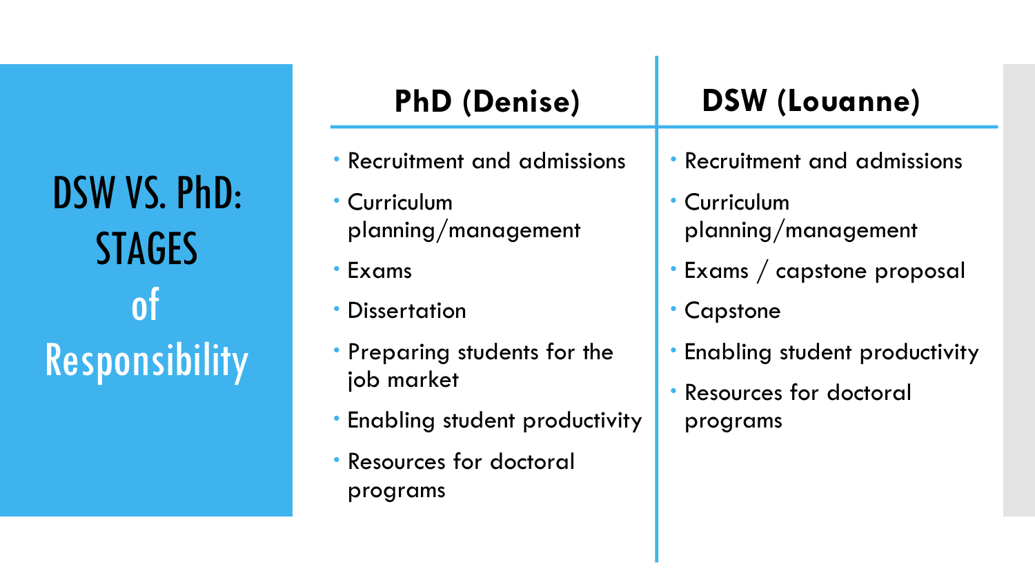# DSW VS. PhD: STAGES of Responsibility

## PhD (Denise)

- Recruitment and admissions
- Curriculum planning/management
- Exams
- Dissertation
- Preparing students for the job market
- Enabling student productivity
- Resources for doctoral programs

## DSW (Louanne)

- Recruitment and admissions
- Curriculum planning/management
- Exams / capstone proposal
- Capstone
- Enabling student productivity
- Resources for doctoral programs